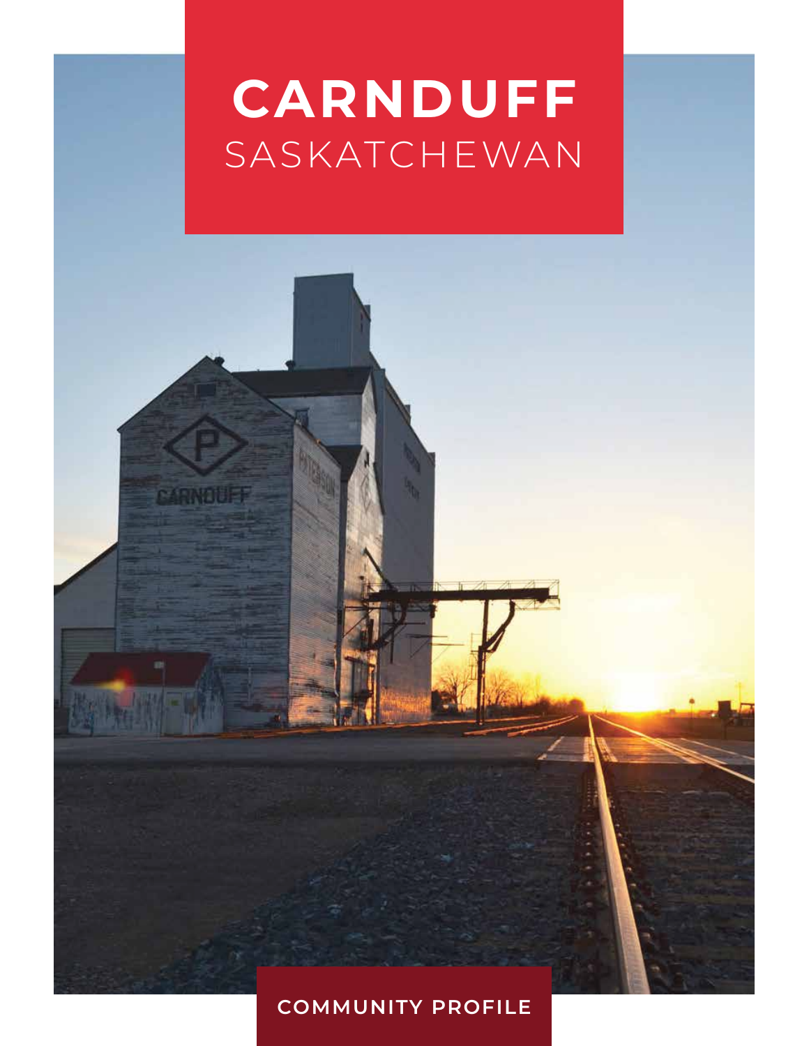# CARNDUFF
## SASKATCHEWAN

**COMMUNITY PROFILE**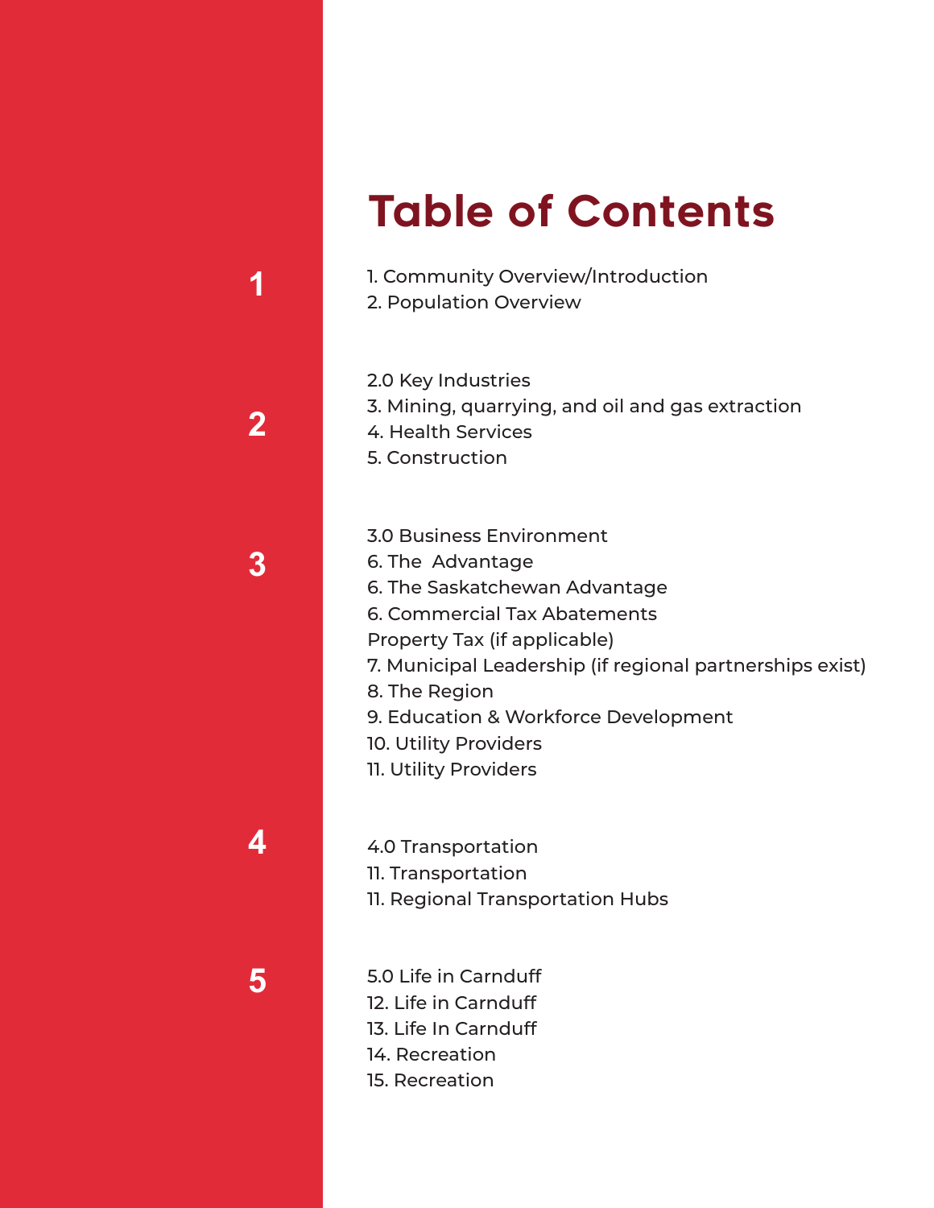# Table of Contents

1

1. Community Overview/Introduction
2. Population Overview

2

2.0 Key Industries
3. Mining, quarrying, and oil and gas extraction
4. Health Services
5. Construction

3

3.0 Business Environment
6. The  Advantage
6. The Saskatchewan Advantage
6. Commercial Tax Abatements
Property Tax (if applicable)
7. Municipal Leadership (if regional partnerships exist)
8. The Region
9. Education & Workforce Development
10. Utility Providers
11. Utility Providers

4

4.0 Transportation
11. Transportation
11. Regional Transportation Hubs

5

5.0 Life in Carnduff
12. Life in Carnduff
13. Life In Carnduff
14. Recreation
15. Recreation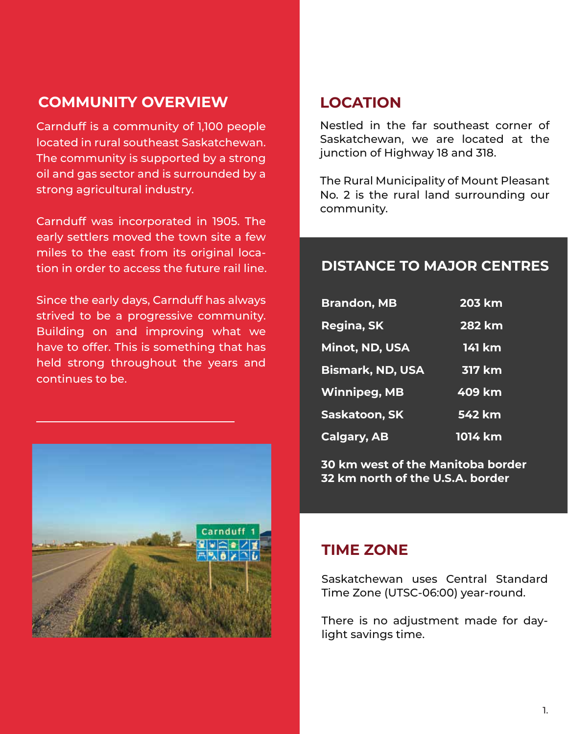## COMMUNITY OVERVIEW

Carnduff is a community of 1,100 people located in rural southeast Saskatchewan. The community is supported by a strong oil and gas sector and is surrounded by a strong agricultural industry.

Carnduff was incorporated in 1905. The early settlers moved the town site a few miles to the east from its original location in order to access the future rail line.

Since the early days, Carnduff has always strived to be a progressive community. Building on and improving what we have to offer. This is something that has held strong throughout the years and continues to be.

## LOCATION

Nestled in the far southeast corner of Saskatchewan, we are located at the junction of Highway 18 and 318.

The Rural Municipality of Mount Pleasant No. 2 is the rural land surrounding our community.

## DISTANCE TO MAJOR CENTRES

| | |
|---|---|
| **Brandon, MB** | **203 km** |
| **Regina, SK** | **282 km** |
| **Minot, ND, USA** | **141 km** |
| **Bismark, ND, USA** | **317 km** |
| **Winnipeg, MB** | **409 km** |
| **Saskatoon, SK** | **542 km** |
| **Calgary, AB** | **1014 km** |

**30 km west of the Manitoba border**
**32 km north of the U.S.A. border**

## TIME ZONE

Saskatchewan uses Central Standard Time Zone (UTSC-06:00) year-round.

There is no adjustment made for daylight savings time.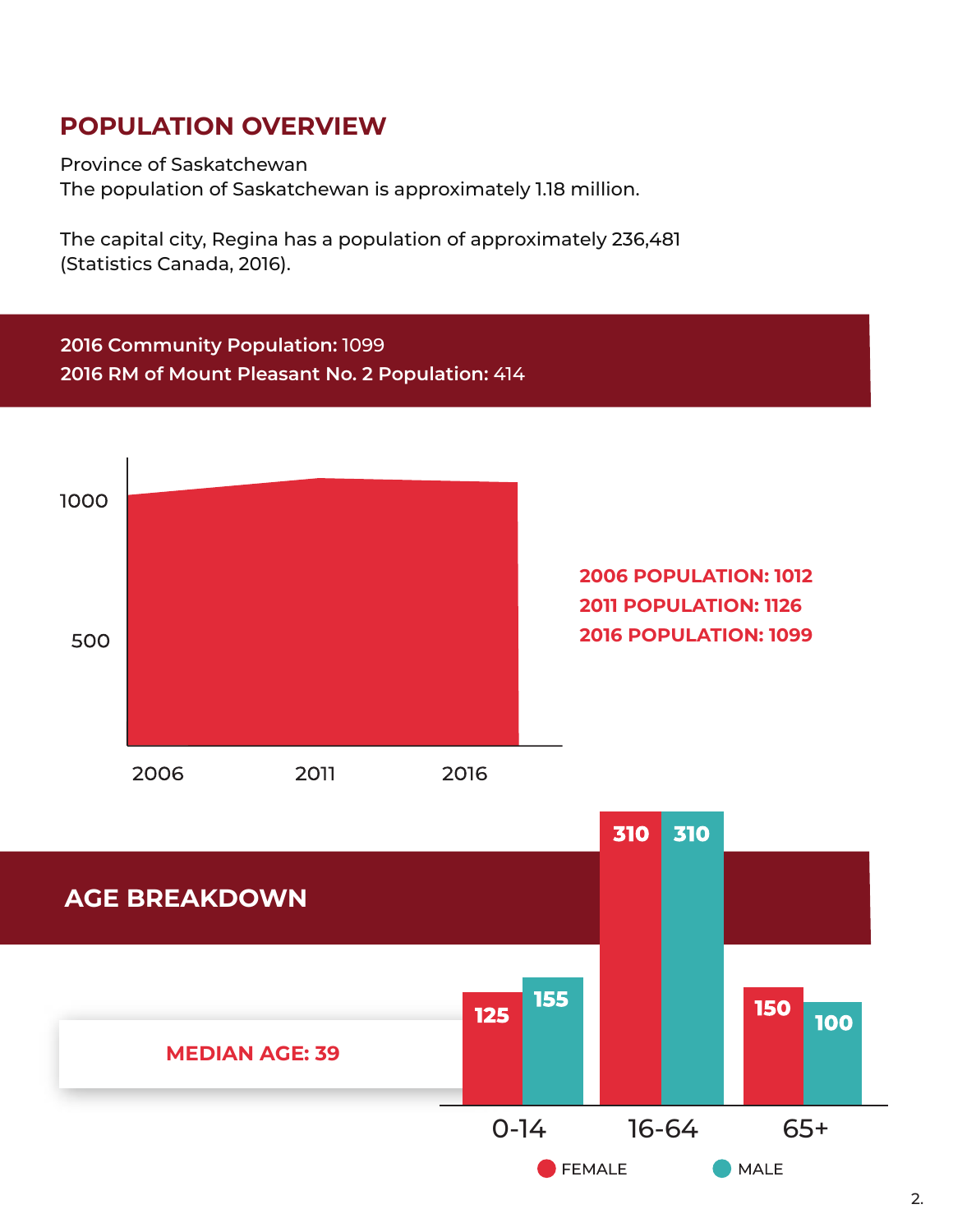## POPULATION OVERVIEW

Province of Saskatchewan
The population of Saskatchewan is approximately 1.18 million.

The capital city, Regina has a population of approximately 236,481 (Statistics Canada, 2016).

**2016 Community Population:** 1099
**2016 RM of Mount Pleasant No. 2 Population:** 414

**2006 POPULATION: 1012**
**2011 POPULATION: 1126**
**2016 POPULATION: 1099**

## AGE BREAKDOWN

**MEDIAN AGE: 39**

| Age | Female | Male |
|---|---|---|
| 0-14 | 125 | 155 |
| 16-64 | 310 | 310 |
| 65+ | 150 | 100 |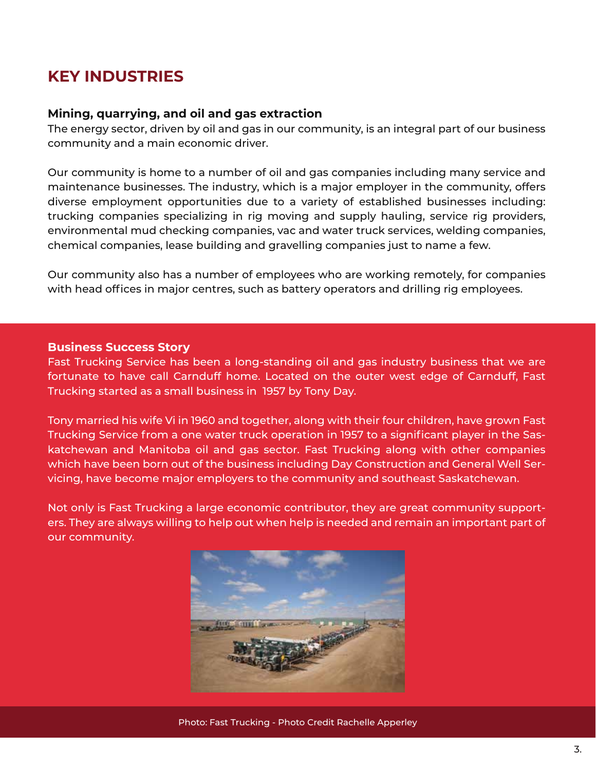# KEY INDUSTRIES

### Mining, quarrying, and oil and gas extraction

The energy sector, driven by oil and gas in our community, is an integral part of our business community and a main economic driver.

Our community is home to a number of oil and gas companies including many service and maintenance businesses. The industry, which is a major employer in the community, offers diverse employment opportunities due to a variety of established businesses including: trucking companies specializing in rig moving and supply hauling, service rig providers, environmental mud checking companies, vac and water truck services, welding companies, chemical companies, lease building and gravelling companies just to name a few.

Our community also has a number of employees who are working remotely, for companies with head offices in major centres, such as battery operators and drilling rig employees.

### Business Success Story

Fast Trucking Service has been a long-standing oil and gas industry business that we are fortunate to have call Carnduff home. Located on the outer west edge of Carnduff, Fast Trucking started as a small business in 1957 by Tony Day.

Tony married his wife Vi in 1960 and together, along with their four children, have grown Fast Trucking Service from a one water truck operation in 1957 to a significant player in the Saskatchewan and Manitoba oil and gas sector. Fast Trucking along with other companies which have been born out of the business including Day Construction and General Well Servicing, have become major employers to the community and southeast Saskatchewan.

Not only is Fast Trucking a large economic contributor, they are great community supporters. They are always willing to help out when help is needed and remain an important part of our community.

Photo: Fast Trucking - Photo Credit Rachelle Apperley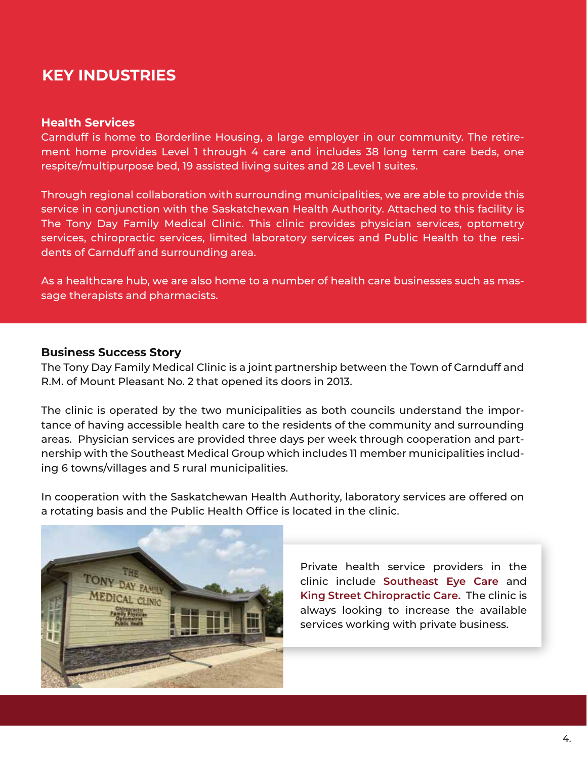## KEY INDUSTRIES

### Health Services

Carnduff is home to Borderline Housing, a large employer in our community. The retirement home provides Level 1 through 4 care and includes 38 long term care beds, one respite/multipurpose bed, 19 assisted living suites and 28 Level 1 suites.

Through regional collaboration with surrounding municipalities, we are able to provide this service in conjunction with the Saskatchewan Health Authority. Attached to this facility is The Tony Day Family Medical Clinic. This clinic provides physician services, optometry services, chiropractic services, limited laboratory services and Public Health to the residents of Carnduff and surrounding area.

As a healthcare hub, we are also home to a number of health care businesses such as massage therapists and pharmacists.

### Business Success Story

The Tony Day Family Medical Clinic is a joint partnership between the Town of Carnduff and R.M. of Mount Pleasant No. 2 that opened its doors in 2013.

The clinic is operated by the two municipalities as both councils understand the importance of having accessible health care to the residents of the community and surrounding areas. Physician services are provided three days per week through cooperation and partnership with the Southeast Medical Group which includes 11 member municipalities including 6 towns/villages and 5 rural municipalities.

In cooperation with the Saskatchewan Health Authority, laboratory services are offered on a rotating basis and the Public Health Office is located in the clinic.

Private health service providers in the clinic include **Southeast Eye Care** and **King Street Chiropractic Care.** The clinic is always looking to increase the available services working with private business.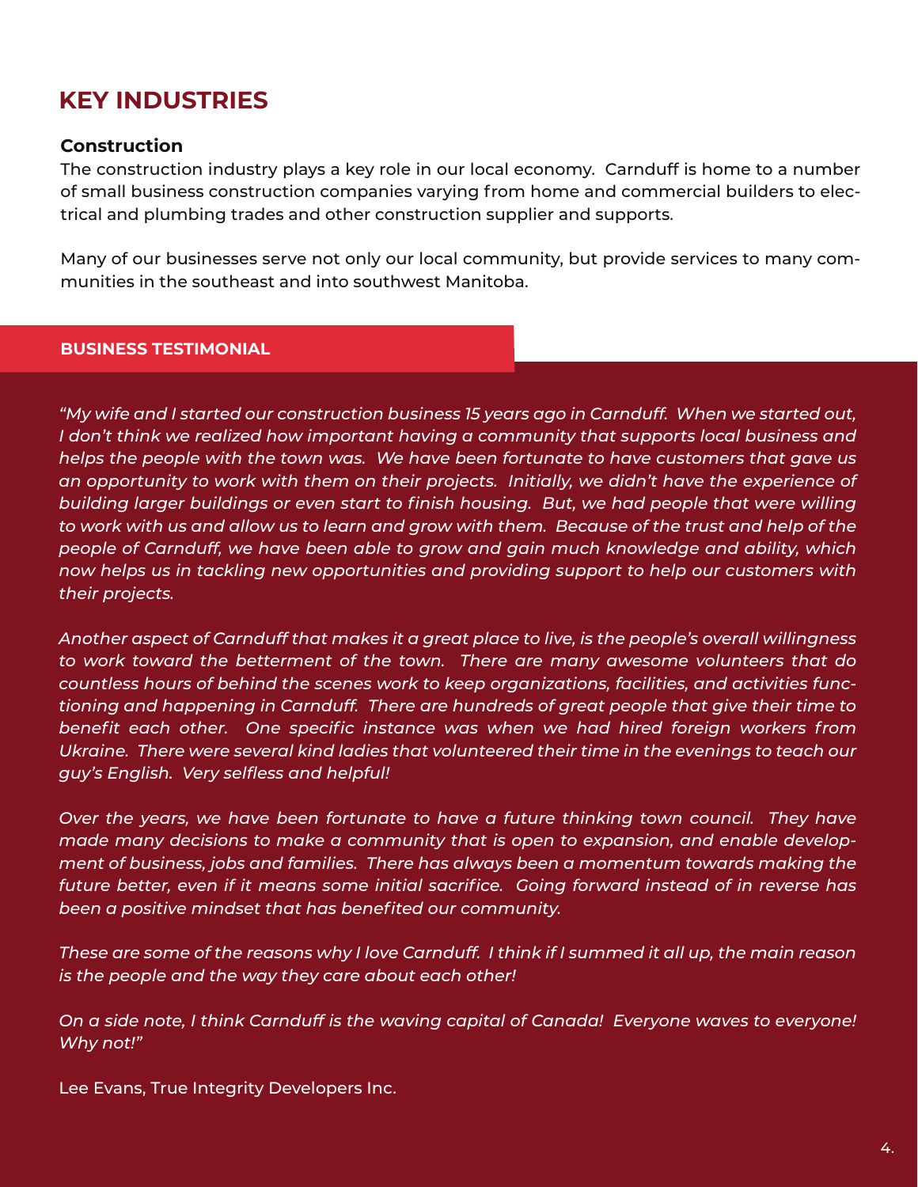## KEY INDUSTRIES

### Construction

The construction industry plays a key role in our local economy. Carnduff is home to a number of small business construction companies varying from home and commercial builders to electrical and plumbing trades and other construction supplier and supports.

Many of our businesses serve not only our local community, but provide services to many communities in the southeast and into southwest Manitoba.

**BUSINESS TESTIMONIAL**

*"My wife and I started our construction business 15 years ago in Carnduff. When we started out, I don't think we realized how important having a community that supports local business and helps the people with the town was. We have been fortunate to have customers that gave us an opportunity to work with them on their projects. Initially, we didn't have the experience of building larger buildings or even start to finish housing. But, we had people that were willing to work with us and allow us to learn and grow with them. Because of the trust and help of the people of Carnduff, we have been able to grow and gain much knowledge and ability, which now helps us in tackling new opportunities and providing support to help our customers with their projects.*

*Another aspect of Carnduff that makes it a great place to live, is the people's overall willingness to work toward the betterment of the town. There are many awesome volunteers that do countless hours of behind the scenes work to keep organizations, facilities, and activities functioning and happening in Carnduff. There are hundreds of great people that give their time to benefit each other. One specific instance was when we had hired foreign workers from Ukraine. There were several kind ladies that volunteered their time in the evenings to teach our guy's English. Very selfless and helpful!*

*Over the years, we have been fortunate to have a future thinking town council. They have made many decisions to make a community that is open to expansion, and enable development of business, jobs and families. There has always been a momentum towards making the future better, even if it means some initial sacrifice. Going forward instead of in reverse has been a positive mindset that has benefited our community.*

*These are some of the reasons why I love Carnduff. I think if I summed it all up, the main reason is the people and the way they care about each other!*

*On a side note, I think Carnduff is the waving capital of Canada! Everyone waves to everyone! Why not!"*

Lee Evans, True Integrity Developers Inc.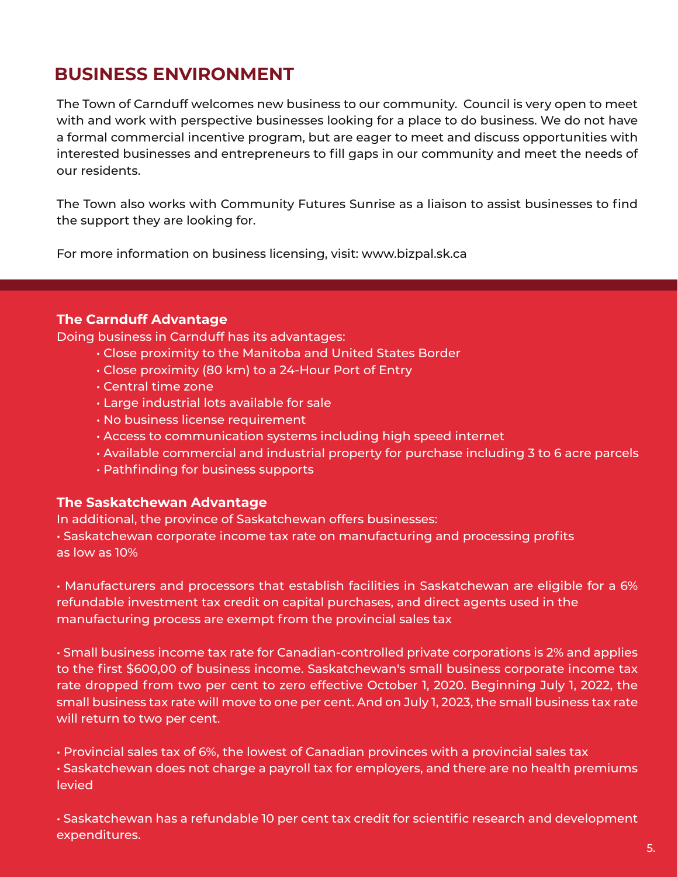## BUSINESS ENVIRONMENT

The Town of Carnduff welcomes new business to our community. Council is very open to meet with and work with perspective businesses looking for a place to do business. We do not have a formal commercial incentive program, but are eager to meet and discuss opportunities with interested businesses and entrepreneurs to fill gaps in our community and meet the needs of our residents.

The Town also works with Community Futures Sunrise as a liaison to assist businesses to find the support they are looking for.

For more information on business licensing, visit: www.bizpal.sk.ca

**The Carnduff Advantage**

Doing business in Carnduff has its advantages:

- Close proximity to the Manitoba and United States Border
- Close proximity (80 km) to a 24-Hour Port of Entry
- Central time zone
- Large industrial lots available for sale
- No business license requirement
- Access to communication systems including high speed internet
- Available commercial and industrial property for purchase including 3 to 6 acre parcels
- Pathfinding for business supports

**The Saskatchewan Advantage**

In additional, the province of Saskatchewan offers businesses:

- Saskatchewan corporate income tax rate on manufacturing and processing profits as low as 10%

- Manufacturers and processors that establish facilities in Saskatchewan are eligible for a 6% refundable investment tax credit on capital purchases, and direct agents used in the manufacturing process are exempt from the provincial sales tax

- Small business income tax rate for Canadian-controlled private corporations is 2% and applies to the first $600,00 of business income. Saskatchewan's small business corporate income tax rate dropped from two per cent to zero effective October 1, 2020. Beginning July 1, 2022, the small business tax rate will move to one per cent. And on July 1, 2023, the small business tax rate will return to two per cent.

- Provincial sales tax of 6%, the lowest of Canadian provinces with a provincial sales tax
- Saskatchewan does not charge a payroll tax for employers, and there are no health premiums levied

- Saskatchewan has a refundable 10 per cent tax credit for scientific research and development expenditures.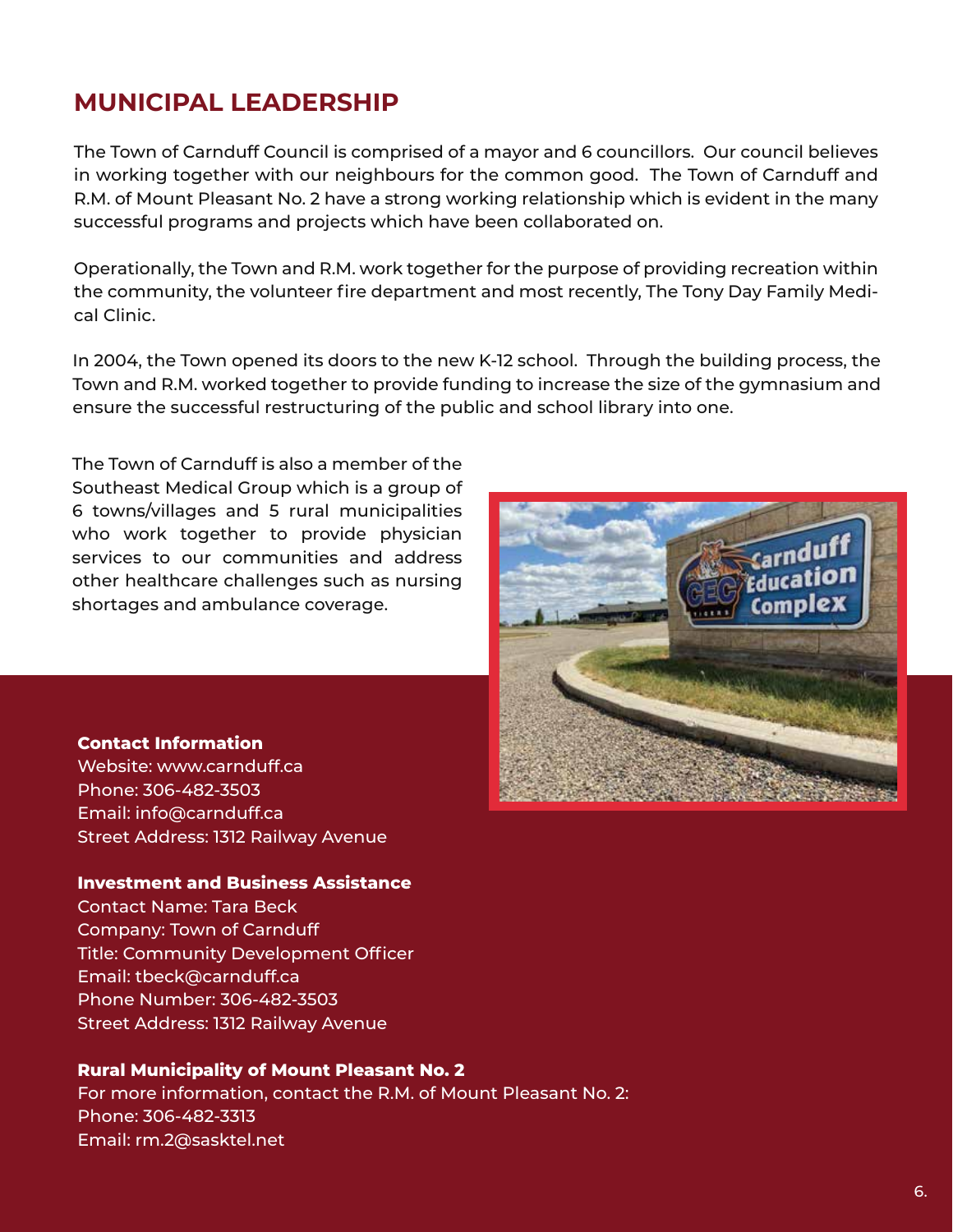## MUNICIPAL LEADERSHIP

The Town of Carnduff Council is comprised of a mayor and 6 councillors. Our council believes in working together with our neighbours for the common good. The Town of Carnduff and R.M. of Mount Pleasant No. 2 have a strong working relationship which is evident in the many successful programs and projects which have been collaborated on.

Operationally, the Town and R.M. work together for the purpose of providing recreation within the community, the volunteer fire department and most recently, The Tony Day Family Medical Clinic.

In 2004, the Town opened its doors to the new K-12 school. Through the building process, the Town and R.M. worked together to provide funding to increase the size of the gymnasium and ensure the successful restructuring of the public and school library into one.

The Town of Carnduff is also a member of the Southeast Medical Group which is a group of 6 towns/villages and 5 rural municipalities who work together to provide physician services to our communities and address other healthcare challenges such as nursing shortages and ambulance coverage.

**Contact Information**
Website: www.carnduff.ca
Phone: 306-482-3503
Email: info@carnduff.ca
Street Address: 1312 Railway Avenue

**Investment and Business Assistance**
Contact Name: Tara Beck
Company: Town of Carnduff
Title: Community Development Officer
Email: tbeck@carnduff.ca
Phone Number: 306-482-3503
Street Address: 1312 Railway Avenue

**Rural Municipality of Mount Pleasant No. 2**
For more information, contact the R.M. of Mount Pleasant No. 2:
Phone: 306-482-3313
Email: rm.2@sasktel.net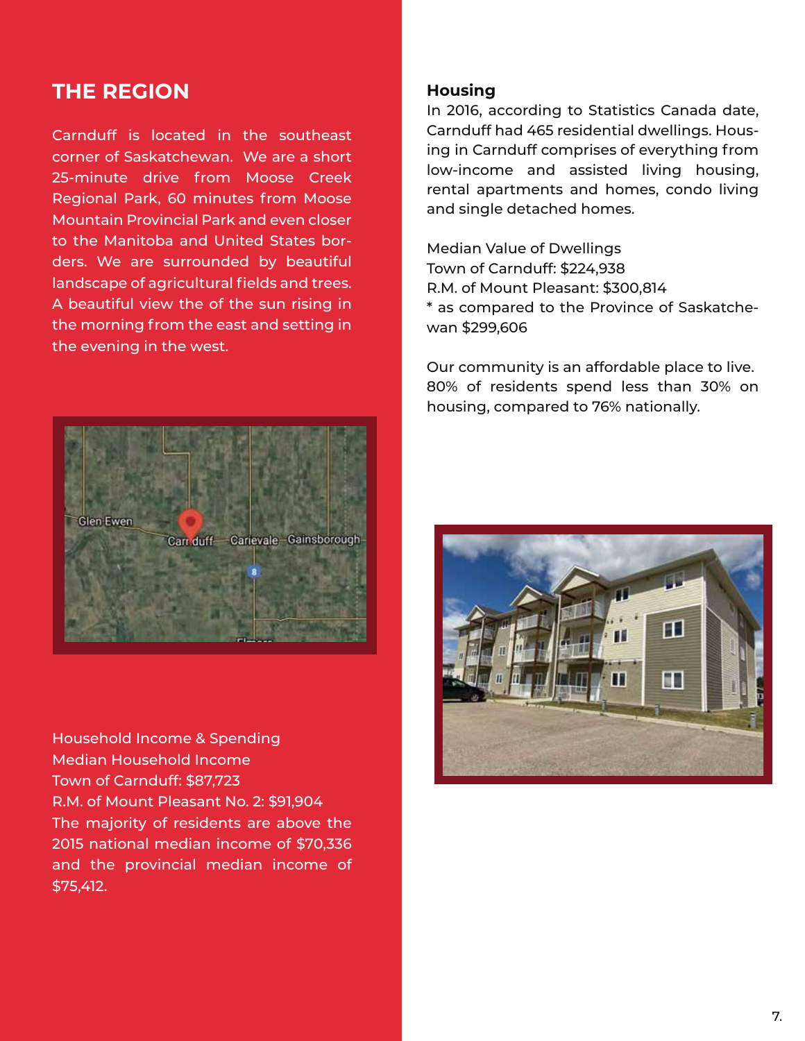## THE REGION

Carnduff is located in the southeast corner of Saskatchewan. We are a short 25-minute drive from Moose Creek Regional Park, 60 minutes from Moose Mountain Provincial Park and even closer to the Manitoba and United States borders. We are surrounded by beautiful landscape of agricultural fields and trees. A beautiful view the of the sun rising in the morning from the east and setting in the evening in the west.

Household Income & Spending
Median Household Income
Town of Carnduff: $87,723
R.M. of Mount Pleasant No. 2: $91,904
The majority of residents are above the 2015 national median income of $70,336 and the provincial median income of $75,412.

### Housing

In 2016, according to Statistics Canada date, Carnduff had 465 residential dwellings. Housing in Carnduff comprises of everything from low-income and assisted living housing, rental apartments and homes, condo living and single detached homes.

Median Value of Dwellings
Town of Carnduff: $224,938
R.M. of Mount Pleasant: $300,814
* as compared to the Province of Saskatchewan $299,606

Our community is an affordable place to live. 80% of residents spend less than 30% on housing, compared to 76% nationally.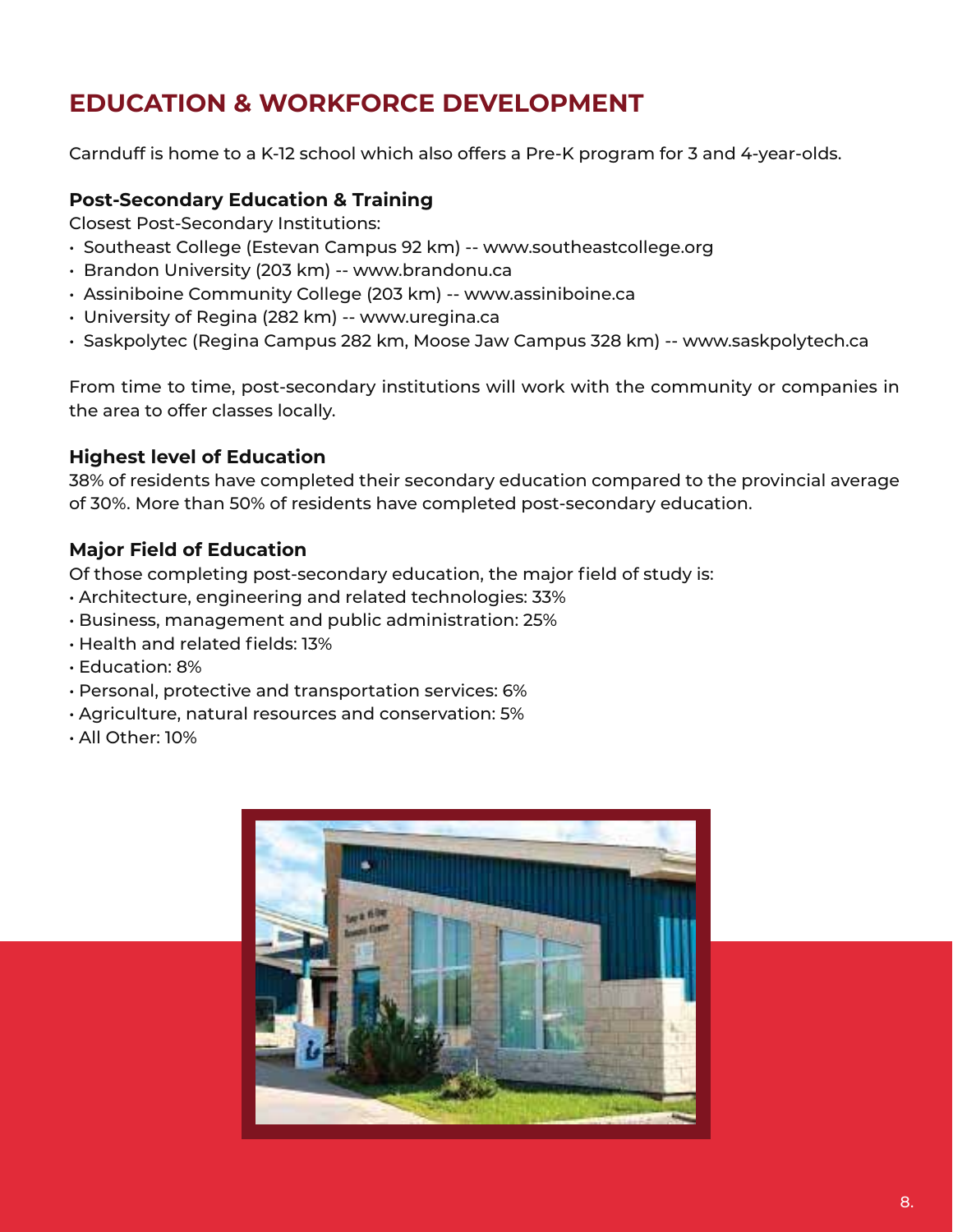## EDUCATION & WORKFORCE DEVELOPMENT

Carnduff is home to a K-12 school which also offers a Pre-K program for 3 and 4-year-olds.

### Post-Secondary Education & Training

Closest Post-Secondary Institutions:

- Southeast College (Estevan Campus 92 km) -- www.southeastcollege.org
- Brandon University (203 km) -- www.brandonu.ca
- Assiniboine Community College (203 km) -- www.assiniboine.ca
- University of Regina (282 km) -- www.uregina.ca
- Saskpolytec (Regina Campus 282 km, Moose Jaw Campus 328 km) -- www.saskpolytech.ca

From time to time, post-secondary institutions will work with the community or companies in the area to offer classes locally.

### Highest level of Education

38% of residents have completed their secondary education compared to the provincial average of 30%. More than 50% of residents have completed post-secondary education.

### Major Field of Education

Of those completing post-secondary education, the major field of study is:

- Architecture, engineering and related technologies: 33%
- Business, management and public administration: 25%
- Health and related fields: 13%
- Education: 8%
- Personal, protective and transportation services: 6%
- Agriculture, natural resources and conservation: 5%
- All Other: 10%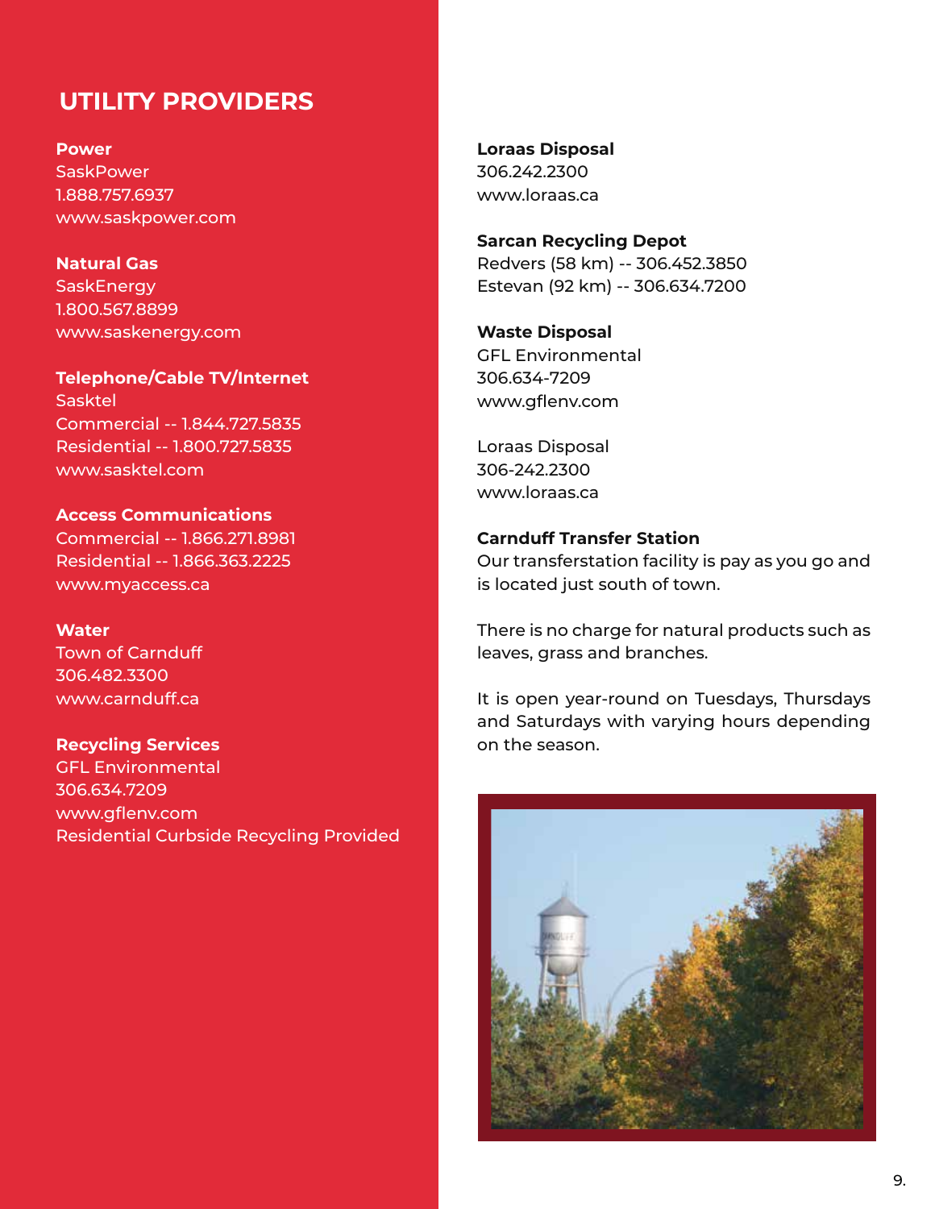## UTILITY PROVIDERS

**Power**
SaskPower
1.888.757.6937
www.saskpower.com

**Natural Gas**
SaskEnergy
1.800.567.8899
www.saskenergy.com

**Telephone/Cable TV/Internet**
Sasktel
Commercial -- 1.844.727.5835
Residential -- 1.800.727.5835
www.sasktel.com

**Access Communications**
Commercial -- 1.866.271.8981
Residential -- 1.866.363.2225
www.myaccess.ca

**Water**
Town of Carnduff
306.482.3300
www.carnduff.ca

**Recycling Services**
GFL Environmental
306.634.7209
www.gflenv.com
Residential Curbside Recycling Provided

**Loraas Disposal**
306.242.2300
www.loraas.ca

**Sarcan Recycling Depot**
Redvers (58 km) -- 306.452.3850
Estevan (92 km) -- 306.634.7200

**Waste Disposal**
GFL Environmental
306.634-7209
www.gflenv.com

Loraas Disposal
306-242.2300
www.loraas.ca

**Carnduff Transfer Station**
Our transferstation facility is pay as you go and is located just south of town.

There is no charge for natural products such as leaves, grass and branches.

It is open year-round on Tuesdays, Thursdays and Saturdays with varying hours depending on the season.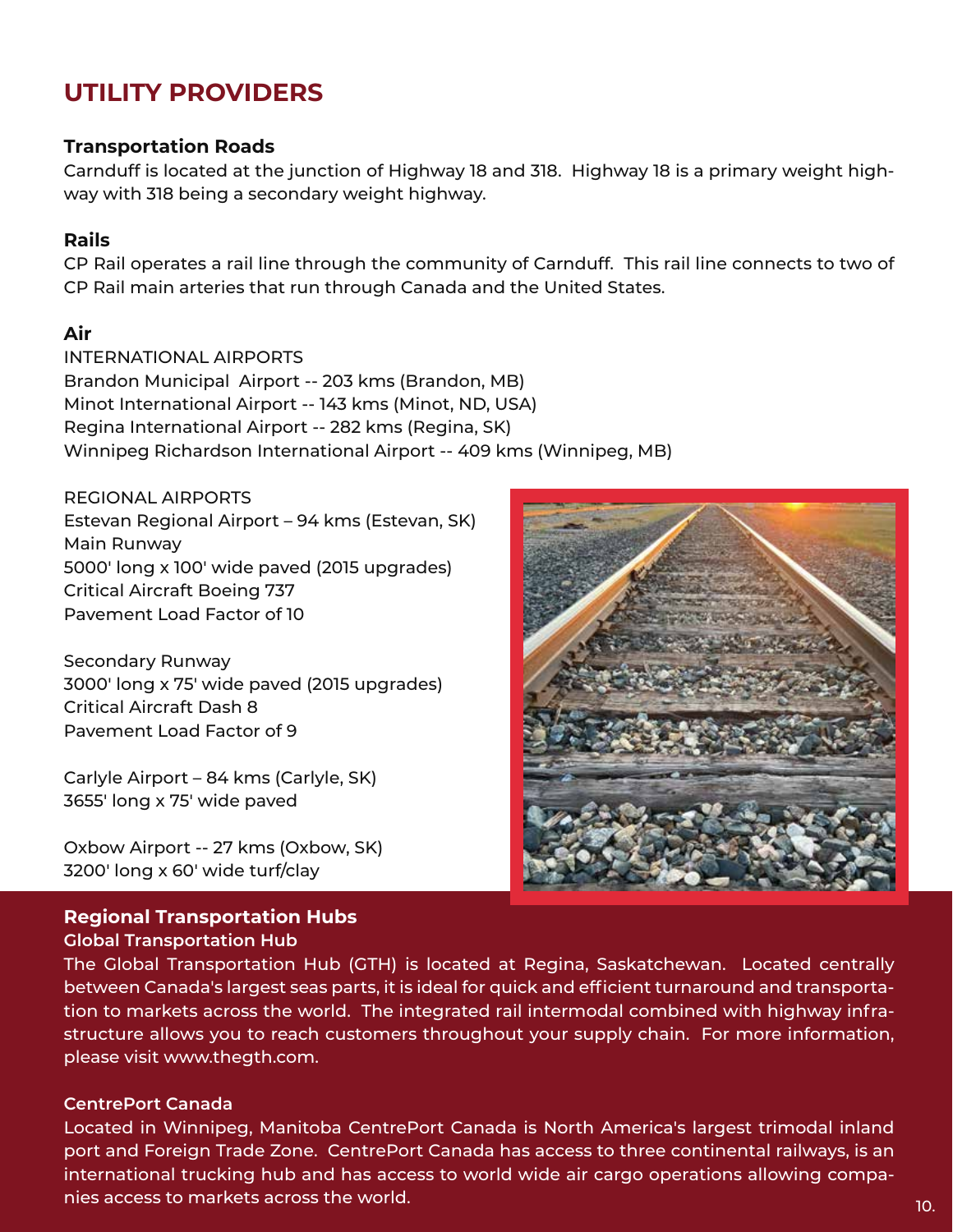# UTILITY PROVIDERS

### Transportation Roads

Carnduff is located at the junction of Highway 18 and 318. Highway 18 is a primary weight highway with 318 being a secondary weight highway.

### Rails

CP Rail operates a rail line through the community of Carnduff. This rail line connects to two of CP Rail main arteries that run through Canada and the United States.

### Air

INTERNATIONAL AIRPORTS
Brandon Municipal Airport -- 203 kms (Brandon, MB)
Minot International Airport -- 143 kms (Minot, ND, USA)
Regina International Airport -- 282 kms (Regina, SK)
Winnipeg Richardson International Airport -- 409 kms (Winnipeg, MB)

REGIONAL AIRPORTS
Estevan Regional Airport – 94 kms (Estevan, SK)
Main Runway
5000' long x 100' wide paved (2015 upgrades)
Critical Aircraft Boeing 737
Pavement Load Factor of 10

Secondary Runway
3000' long x 75' wide paved (2015 upgrades)
Critical Aircraft Dash 8
Pavement Load Factor of 9

Carlyle Airport – 84 kms (Carlyle, SK)
3655' long x 75' wide paved

Oxbow Airport -- 27 kms (Oxbow, SK)
3200' long x 60' wide turf/clay

### Regional Transportation Hubs

#### Global Transportation Hub

The Global Transportation Hub (GTH) is located at Regina, Saskatchewan. Located centrally between Canada's largest seas parts, it is ideal for quick and efficient turnaround and transportation to markets across the world. The integrated rail intermodal combined with highway infrastructure allows you to reach customers throughout your supply chain. For more information, please visit www.thegth.com.

#### CentrePort Canada

Located in Winnipeg, Manitoba CentrePort Canada is North America's largest trimodal inland port and Foreign Trade Zone. CentrePort Canada has access to three continental railways, is an international trucking hub and has access to world wide air cargo operations allowing companies access to markets across the world.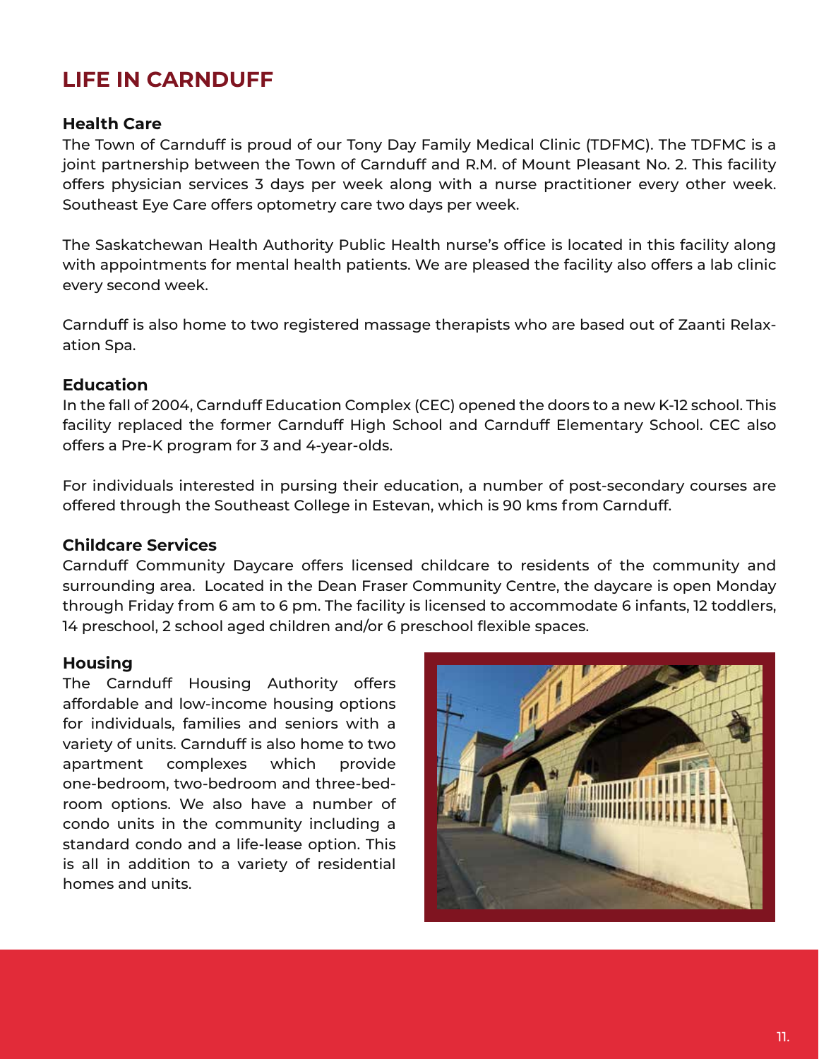# LIFE IN CARNDUFF

## Health Care

The Town of Carnduff is proud of our Tony Day Family Medical Clinic (TDFMC). The TDFMC is a joint partnership between the Town of Carnduff and R.M. of Mount Pleasant No. 2. This facility offers physician services 3 days per week along with a nurse practitioner every other week. Southeast Eye Care offers optometry care two days per week.

The Saskatchewan Health Authority Public Health nurse's office is located in this facility along with appointments for mental health patients. We are pleased the facility also offers a lab clinic every second week.

Carnduff is also home to two registered massage therapists who are based out of Zaanti Relaxation Spa.

## Education

In the fall of 2004, Carnduff Education Complex (CEC) opened the doors to a new K-12 school. This facility replaced the former Carnduff High School and Carnduff Elementary School. CEC also offers a Pre-K program for 3 and 4-year-olds.

For individuals interested in pursing their education, a number of post-secondary courses are offered through the Southeast College in Estevan, which is 90 kms from Carnduff.

## Childcare Services

Carnduff Community Daycare offers licensed childcare to residents of the community and surrounding area. Located in the Dean Fraser Community Centre, the daycare is open Monday through Friday from 6 am to 6 pm. The facility is licensed to accommodate 6 infants, 12 toddlers, 14 preschool, 2 school aged children and/or 6 preschool flexible spaces.

## Housing

The Carnduff Housing Authority offers affordable and low-income housing options for individuals, families and seniors with a variety of units. Carnduff is also home to two apartment complexes which provide one-bedroom, two-bedroom and three-bedroom options. We also have a number of condo units in the community including a standard condo and a life-lease option. This is all in addition to a variety of residential homes and units.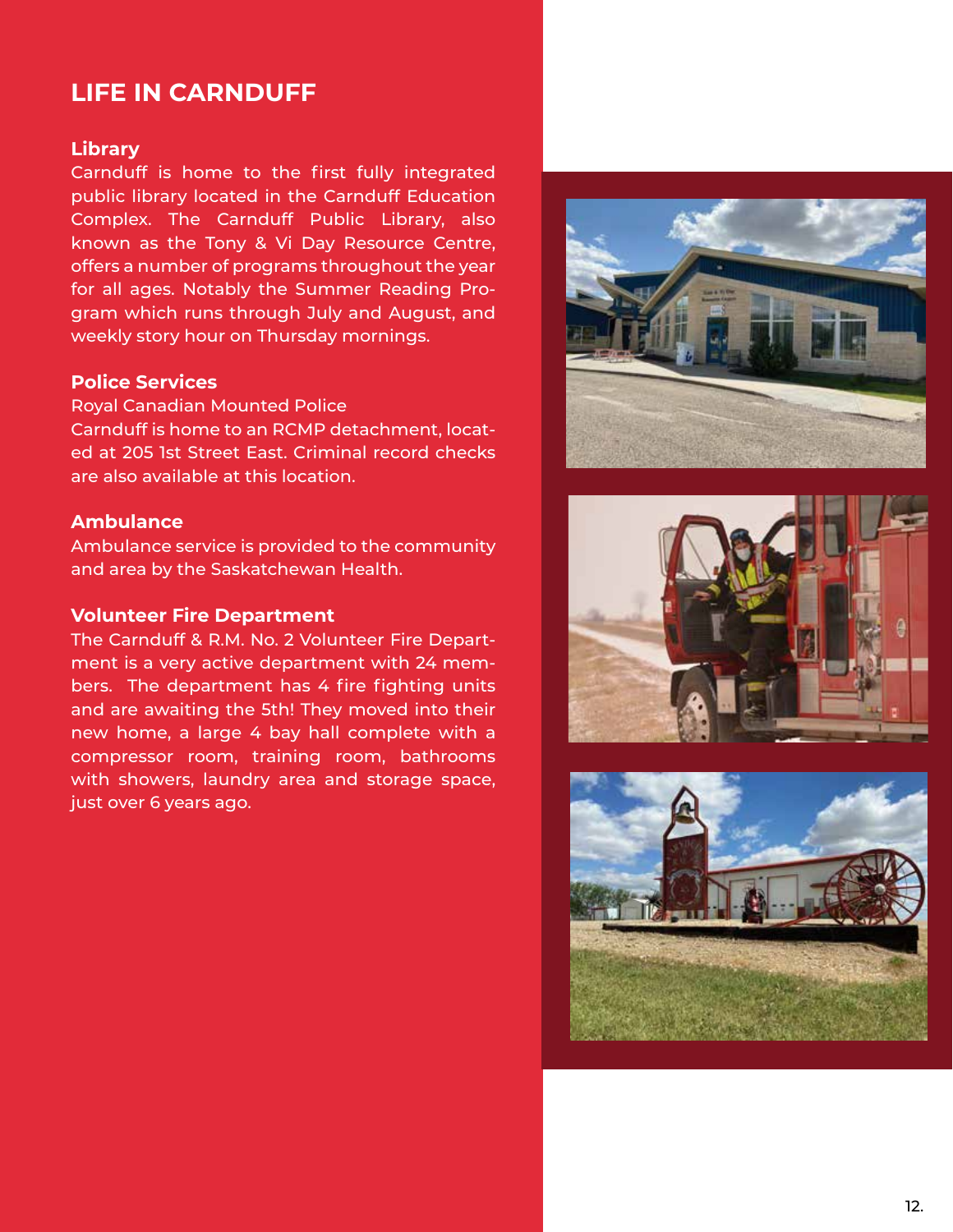# LIFE IN CARNDUFF

### Library

Carnduff is home to the first fully integrated public library located in the Carnduff Education Complex. The Carnduff Public Library, also known as the Tony & Vi Day Resource Centre, offers a number of programs throughout the year for all ages. Notably the Summer Reading Program which runs through July and August, and weekly story hour on Thursday mornings.

### Police Services

Royal Canadian Mounted Police
Carnduff is home to an RCMP detachment, located at 205 1st Street East. Criminal record checks are also available at this location.

### Ambulance

Ambulance service is provided to the community and area by the Saskatchewan Health.

### Volunteer Fire Department

The Carnduff & R.M. No. 2 Volunteer Fire Department is a very active department with 24 members. The department has 4 fire fighting units and are awaiting the 5th! They moved into their new home, a large 4 bay hall complete with a compressor room, training room, bathrooms with showers, laundry area and storage space, just over 6 years ago.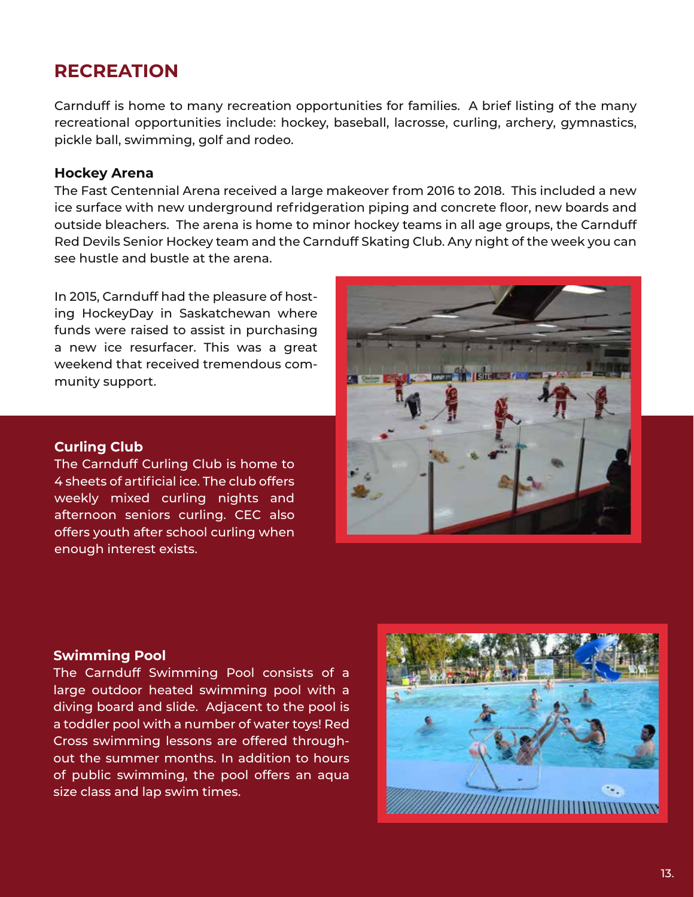## RECREATION

Carnduff is home to many recreation opportunities for families. A brief listing of the many recreational opportunities include: hockey, baseball, lacrosse, curling, archery, gymnastics, pickle ball, swimming, golf and rodeo.

### Hockey Arena

The Fast Centennial Arena received a large makeover from 2016 to 2018. This included a new ice surface with new underground refridgeration piping and concrete floor, new boards and outside bleachers. The arena is home to minor hockey teams in all age groups, the Carnduff Red Devils Senior Hockey team and the Carnduff Skating Club. Any night of the week you can see hustle and bustle at the arena.

In 2015, Carnduff had the pleasure of hosting HockeyDay in Saskatchewan where funds were raised to assist in purchasing a new ice resurfacer. This was a great weekend that received tremendous community support.

### Curling Club

The Carnduff Curling Club is home to 4 sheets of artificial ice. The club offers weekly mixed curling nights and afternoon seniors curling. CEC also offers youth after school curling when enough interest exists.

### Swimming Pool

The Carnduff Swimming Pool consists of a large outdoor heated swimming pool with a diving board and slide. Adjacent to the pool is a toddler pool with a number of water toys! Red Cross swimming lessons are offered throughout the summer months. In addition to hours of public swimming, the pool offers an aqua size class and lap swim times.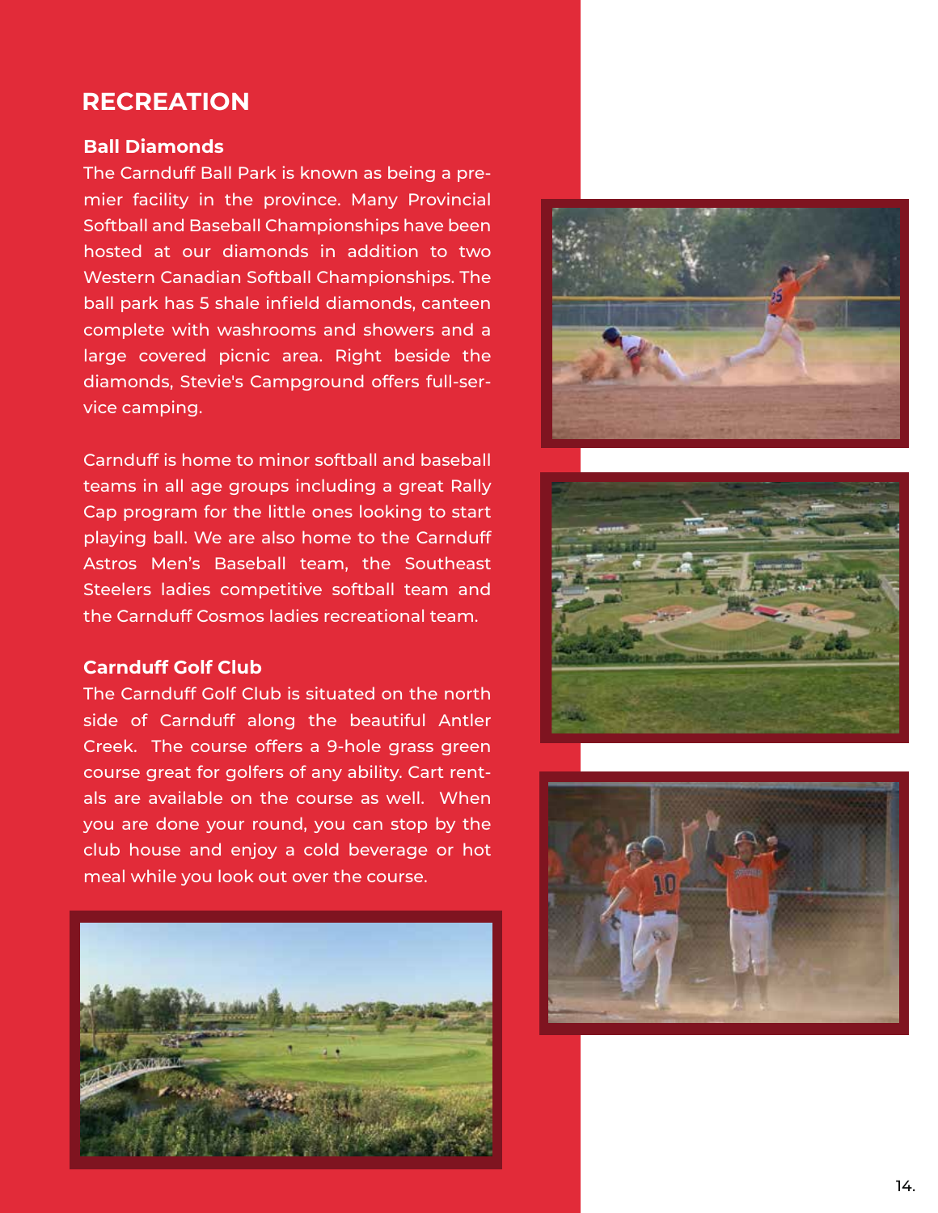## RECREATION

### Ball Diamonds

The Carnduff Ball Park is known as being a premier facility in the province. Many Provincial Softball and Baseball Championships have been hosted at our diamonds in addition to two Western Canadian Softball Championships. The ball park has 5 shale infield diamonds, canteen complete with washrooms and showers and a large covered picnic area. Right beside the diamonds, Stevie's Campground offers full-service camping.

Carnduff is home to minor softball and baseball teams in all age groups including a great Rally Cap program for the little ones looking to start playing ball. We are also home to the Carnduff Astros Men's Baseball team, the Southeast Steelers ladies competitive softball team and the Carnduff Cosmos ladies recreational team.

### Carnduff Golf Club

The Carnduff Golf Club is situated on the north side of Carnduff along the beautiful Antler Creek. The course offers a 9-hole grass green course great for golfers of any ability. Cart rentals are available on the course as well. When you are done your round, you can stop by the club house and enjoy a cold beverage or hot meal while you look out over the course.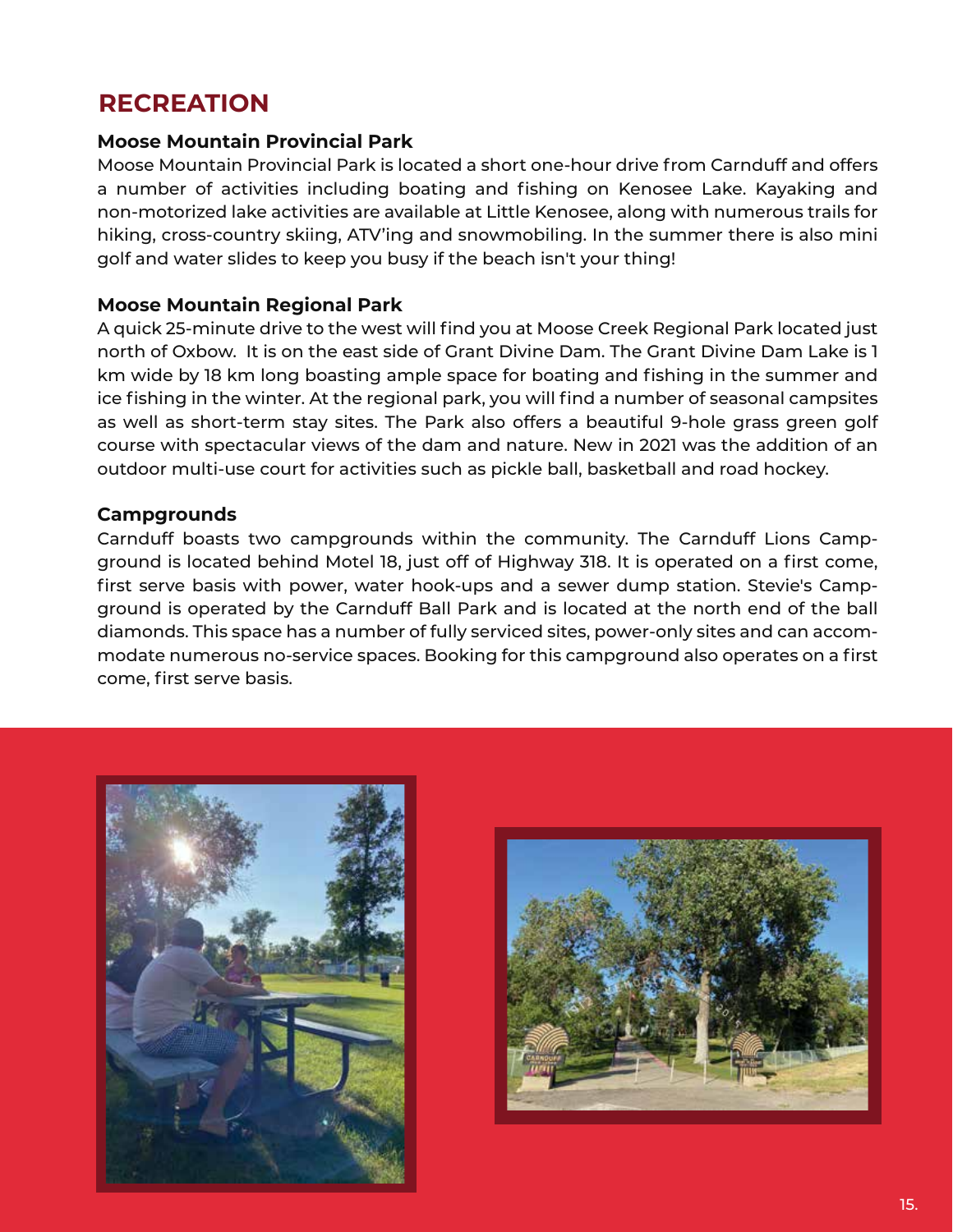# RECREATION

### Moose Mountain Provincial Park

Moose Mountain Provincial Park is located a short one-hour drive from Carnduff and offers a number of activities including boating and fishing on Kenosee Lake. Kayaking and non-motorized lake activities are available at Little Kenosee, along with numerous trails for hiking, cross-country skiing, ATV'ing and snowmobiling. In the summer there is also mini golf and water slides to keep you busy if the beach isn't your thing!

### Moose Mountain Regional Park

A quick 25-minute drive to the west will find you at Moose Creek Regional Park located just north of Oxbow. It is on the east side of Grant Divine Dam. The Grant Divine Dam Lake is 1 km wide by 18 km long boasting ample space for boating and fishing in the summer and ice fishing in the winter. At the regional park, you will find a number of seasonal campsites as well as short-term stay sites. The Park also offers a beautiful 9-hole grass green golf course with spectacular views of the dam and nature. New in 2021 was the addition of an outdoor multi-use court for activities such as pickle ball, basketball and road hockey.

### Campgrounds

Carnduff boasts two campgrounds within the community. The Carnduff Lions Campground is located behind Motel 18, just off of Highway 318. It is operated on a first come, first serve basis with power, water hook-ups and a sewer dump station. Stevie's Campground is operated by the Carnduff Ball Park and is located at the north end of the ball diamonds. This space has a number of fully serviced sites, power-only sites and can accommodate numerous no-service spaces. Booking for this campground also operates on a first come, first serve basis.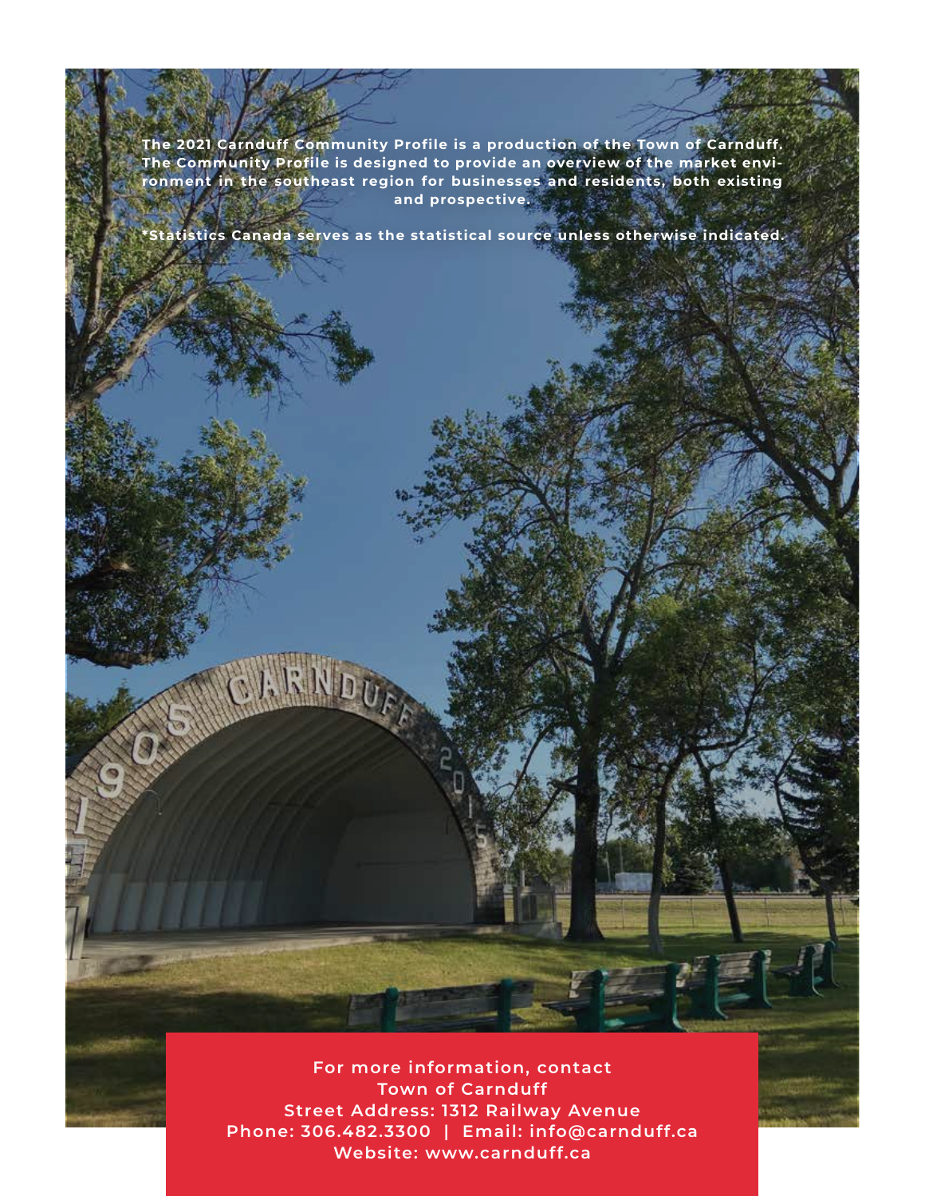The 2021 Carnduff Community Profile is a production of the Town of Carnduff. The Community Profile is designed to provide an overview of the market environment in the southeast region for businesses and residents, both existing and prospective.

*Statistics Canada serves as the statistical source unless otherwise indicated.

For more information, contact
Town of Carnduff
Street Address: 1312 Railway Avenue
Phone: 306.482.3300 | Email: info@carnduff.ca
Website: www.carnduff.ca